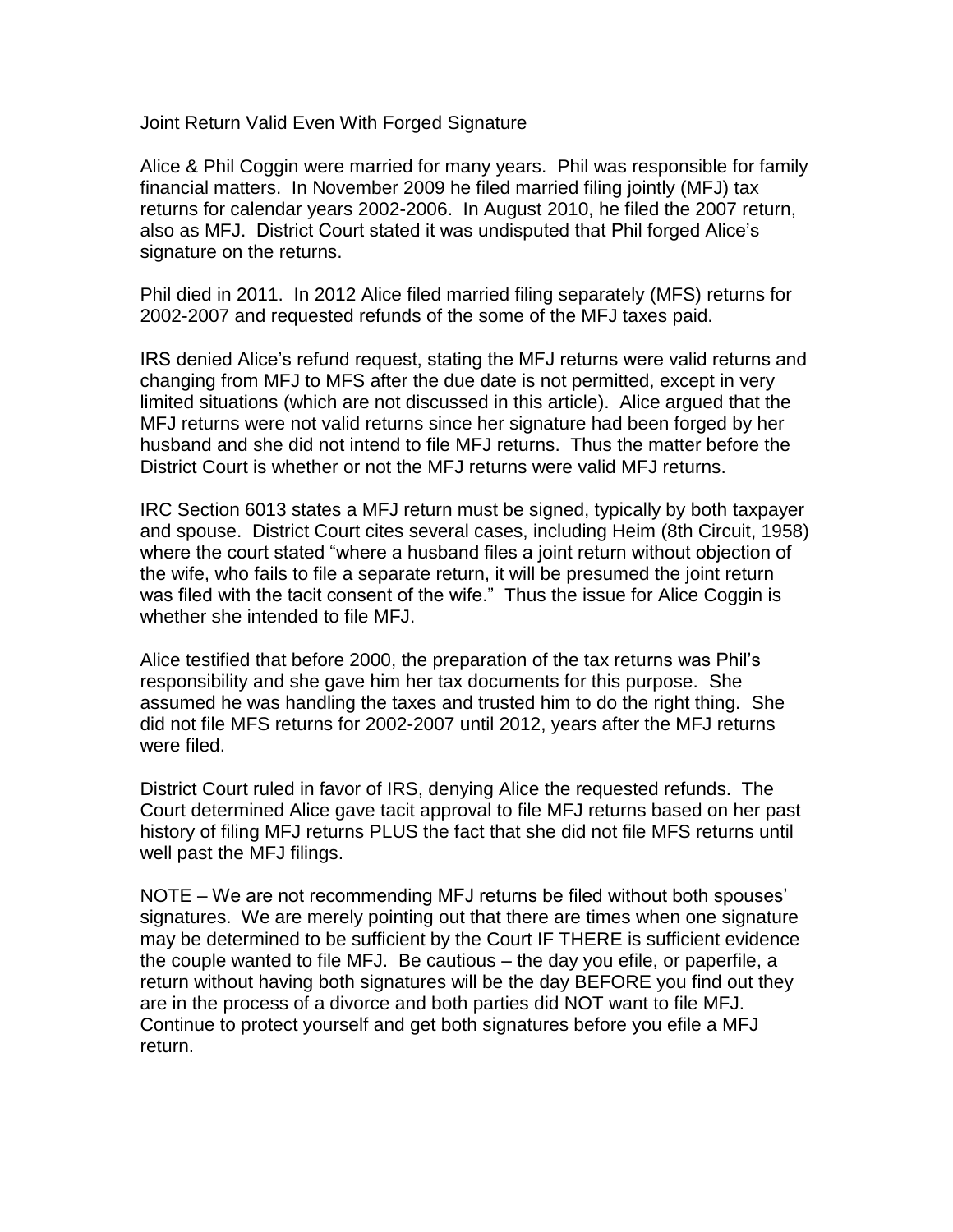# Joint Return Valid Even With Forged Signature

Alice & Phil Coggin were married for many years. Phil was responsible for family financial matters. In November 2009 he filed married filing jointly (MFJ) tax returns for calendar years 2002-2006. In August 2010, he filed the 2007 return, also as MFJ. District Court stated it was undisputed that Phil forged Alice's signature on the returns.

Phil died in 2011. In 2012 Alice filed married filing separately (MFS) returns for 2002-2007 and requested refunds of the some of the MFJ taxes paid.

IRS denied Alice's refund request, stating the MFJ returns were valid returns and changing from MFJ to MFS after the due date is not permitted, except in very limited situations (which are not discussed in this article). Alice argued that the MFJ returns were not valid returns since her signature had been forged by her husband and she did not intend to file MFJ returns. Thus the matter before the District Court is whether or not the MFJ returns were valid MFJ returns.

IRC Section 6013 states a MFJ return must be signed, typically by both taxpayer and spouse. District Court cites several cases, including Heim (8th Circuit, 1958) where the court stated "where a husband files a joint return without objection of the wife, who fails to file a separate return, it will be presumed the joint return was filed with the tacit consent of the wife." Thus the issue for Alice Coggin is whether she intended to file MFJ.

Alice testified that before 2000, the preparation of the tax returns was Phil's responsibility and she gave him her tax documents for this purpose. She assumed he was handling the taxes and trusted him to do the right thing. She did not file MFS returns for 2002-2007 until 2012, years after the MFJ returns were filed.

District Court ruled in favor of IRS, denying Alice the requested refunds. The Court determined Alice gave tacit approval to file MFJ returns based on her past history of filing MFJ returns PLUS the fact that she did not file MFS returns until well past the MFJ filings.

NOTE – We are not recommending MFJ returns be filed without both spouses' signatures. We are merely pointing out that there are times when one signature may be determined to be sufficient by the Court IF THERE is sufficient evidence the couple wanted to file MFJ. Be cautious – the day you efile, or paperfile, a return without having both signatures will be the day BEFORE you find out they are in the process of a divorce and both parties did NOT want to file MFJ. Continue to protect yourself and get both signatures before you efile a MFJ return.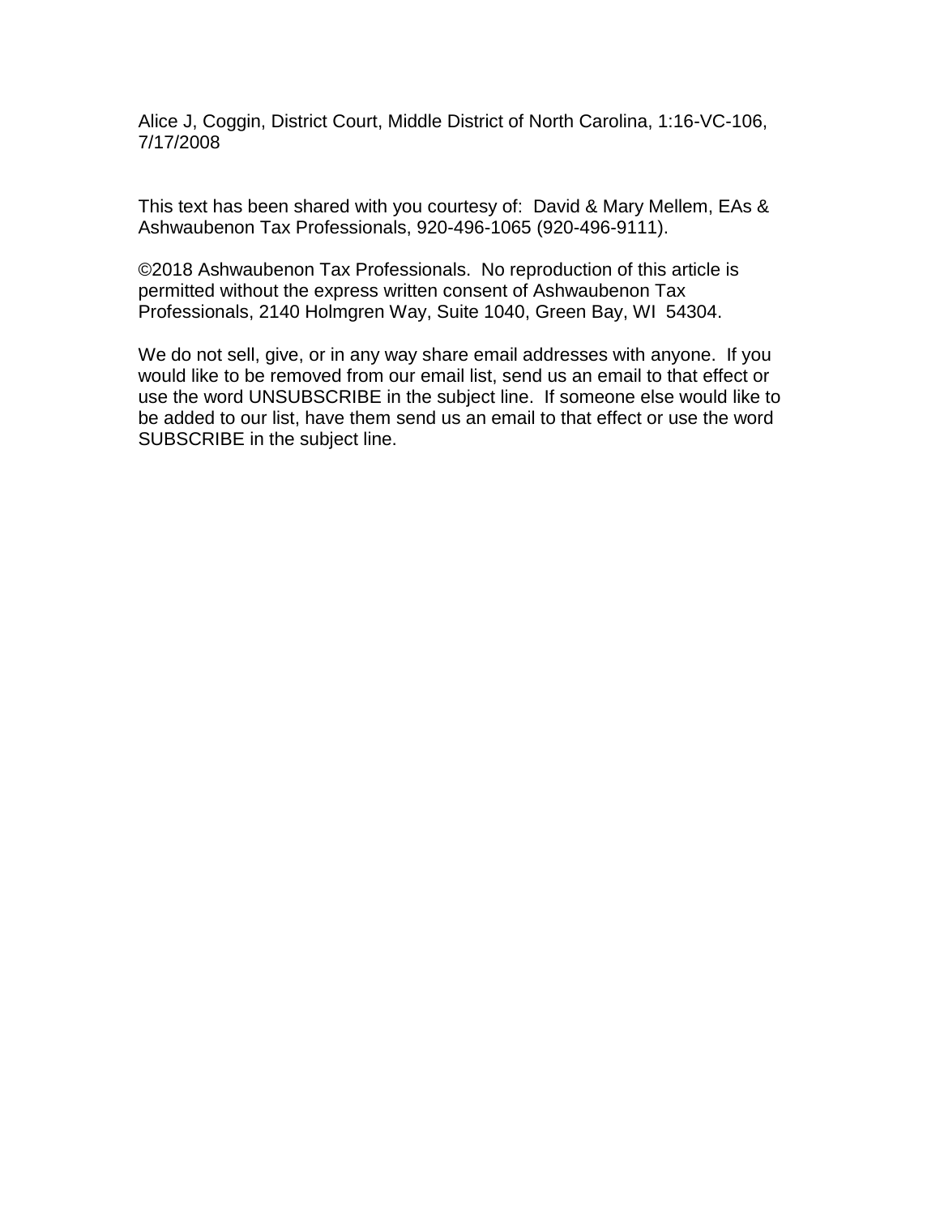Alice J, Coggin, District Court, Middle District of North Carolina, 1:16-VC-106, 7/17/2008

This text has been shared with you courtesy of: David & Mary Mellem, EAs & Ashwaubenon Tax Professionals, 920-496-1065 (920-496-9111).

©2018 Ashwaubenon Tax Professionals. No reproduction of this article is permitted without the express written consent of Ashwaubenon Tax Professionals, 2140 Holmgren Way, Suite 1040, Green Bay, WI 54304.

We do not sell, give, or in any way share email addresses with anyone. If you would like to be removed from our email list, send us an email to that effect or use the word UNSUBSCRIBE in the subject line. If someone else would like to be added to our list, have them send us an email to that effect or use the word SUBSCRIBE in the subject line.